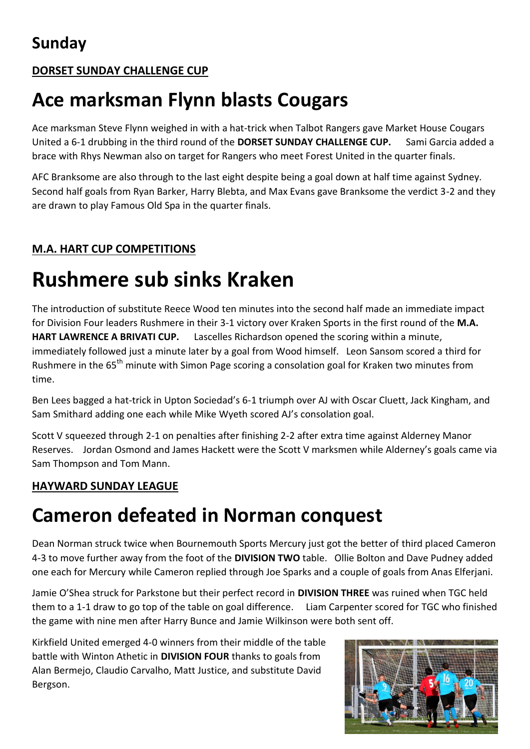## Sunday

**DORSET SUNDAY CHALLENGE CUP**

# Ace marksman Flynn blasts Cougars

Ace marksman Steve Flynn weighed in with a hat-trick when Talbot Rangers gave Market House Cougars United a 6-1 drubbing in the third round of the **DORSET SUNDAY CHALLENGE CUP.** Sami Garcia added a brace with Rhys Newman also on target for Rangers who meet Forest United in the quarter finals.

AFC Branksome are also through to the last eight despite being a goal down at half time against Sydney. Second half goals from Ryan Barker, Harry Blebta, and Max Evans gave Branksome the verdict 3-2 and they are drawn to play Famous Old Spa in the quarter finals.

**M.A. HART CUP COMPETITIONS**

# Rushmere sub sinks Kraken

The introduction of substitute Reece Wood ten minutes into the second half made an immediate impact for Division Four leaders Rushmere in their 3-1 victory over Kraken Sports in the first round of the **M.A. HART LAWRENCE A BRIVATI CUP.** Lascelles Richardson opened the scoring within a minute, immediately followed just a minute later by a goal from Wood himself. Leon Sansom scored a third for Rushmere in the 65th minute with Simon Page scoring a consolation goal for Kraken two minutes from time.

Ben Lees bagged a hat-trick in Upton Sociedad's 6-1 triumph over AJ with Oscar Cluett, Jack Kingham, and Sam Smithard adding one each while Mike Wyeth scored AJ's consolation goal.

Scott V squeezed through 2-1 on penalties after finishing 2-2 after extra time against Alderney Manor Reserves. Jordan Osmond and James Hackett were the Scott V marksmen while Alderney's goals came via Sam Thompson and Tom Mann.

**HAYWARD SUNDAY LEAGUE**

# Cameron defeated in Norman conquest

Dean Norman struck twice when Bournemouth Sports Mercury just got the better of third placed Cameron 4-3 to move further away from the foot of the **DIVISION TWO** table. Ollie Bolton and Dave Pudney added one each for Mercury while Cameron replied through Joe Sparks and a couple of goals from Anas Elferjani.

Jamie O'Shea struck for Parkstone but their perfect record in **DIVISION THREE** was ruined when TGC held them to a 1-1 draw to go top of the table on goal difference. Liam Carpenter scored for TGC who finished the game with nine men after Harry Bunce and Jamie Wilkinson were both sent off.

Kirkfield United emerged 4-0 winners from their middle of the table battle with Winton Athetic in **DIVISION FOUR** thanks to goals from Alan Bermejo, Claudio Carvalho, Matt Justice, and substitute David Bergson.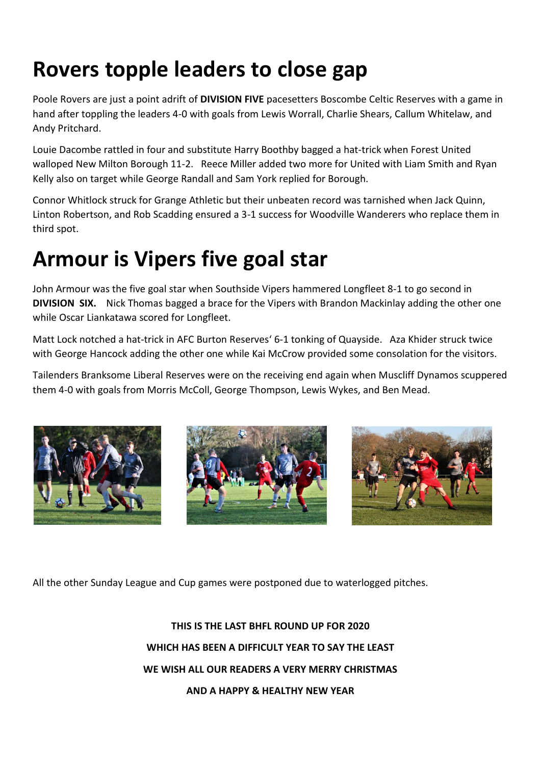# Rovers topple leaders to close gap

Poole Rovers are just a point adrift of **DIVISION FIVE** pacesetters Boscombe Celtic Reserves with a game in hand after toppling the leaders 4-0 with goals from Lewis Worrall, Charlie Shears, Callum Whitelaw, and Andy Pritchard.

Louie Dacombe rattled in four and substitute Harry Boothby bagged a hat-trick when Forest United walloped New Milton Borough 11-2. Reece Miller added two more for United with Liam Smith and Ryan Kelly also on target while George Randall and Sam York replied for Borough.

Connor Whitlock struck for Grange Athletic but their unbeaten record was tarnished when Jack Quinn, Linton Robertson, and Rob Scadding ensured a 3-1 success for Woodville Wanderers who replace them in third spot.

# Armour is Vipers five goal star

John Armour was the five goal star when Southside Vipers hammered Longfleet 8-1 to go second in **DIVISION SIX.** Nick Thomas bagged a brace for the Vipers with Brandon Mackinlay adding the other one while Oscar Liankatawa scored for Longfleet.

Matt Lock notched a hat-trick in AFC Burton Reserves' 6-1 tonking of Quayside. Aza Khider struck twice with George Hancock adding the other one while Kai McCrow provided some consolation for the visitors.

Tailenders Branksome Liberal Reserves were on the receiving end again when Muscliff Dynamos scuppered them 4-0 with goals from Morris McColl, George Thompson, Lewis Wykes, and Ben Mead.

All the other Sunday League and Cup games were postponed due to waterlogged pitches.

**THIS IS THE LAST BHFL ROUND UP FOR 2020**

**WHICH HAS BEEN A DIFFICULT YEAR TO SAY THE LEAST**

**WE WISH ALL OUR READERS A VERY MERRY CHRISTMAS**

**AND A HAPPY & HEALTHY NEW YEAR**